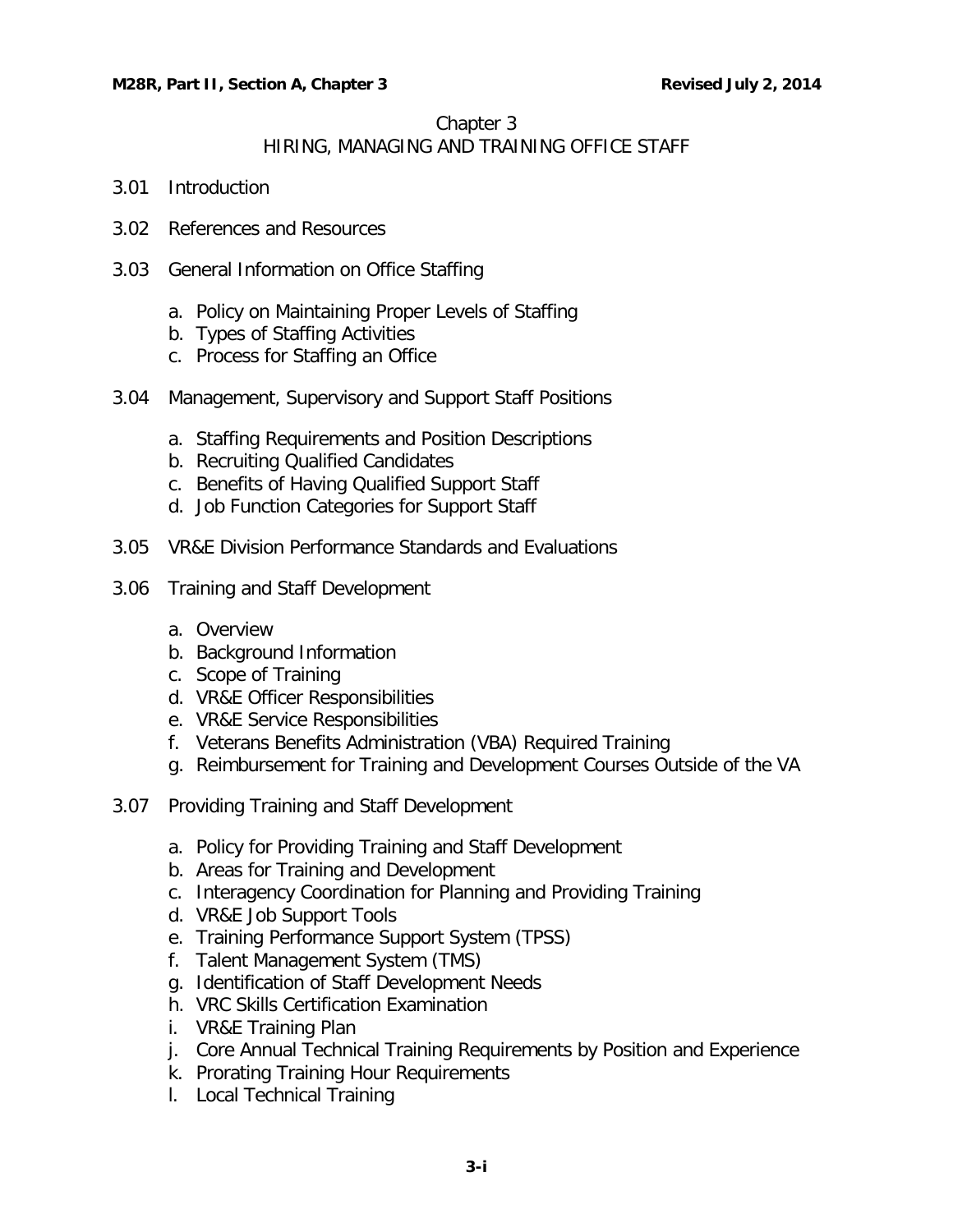# Chapter 3
## HIRING, MANAGING AND TRAINING OFFICE STAFF

3.01 Introduction

3.02 References and Resources

3.03 General Information on Office Staffing

- a. Policy on Maintaining Proper Levels of Staffing
- b. Types of Staffing Activities
- c. Process for Staffing an Office

3.04 Management, Supervisory and Support Staff Positions

- a. Staffing Requirements and Position Descriptions
- b. Recruiting Qualified Candidates
- c. Benefits of Having Qualified Support Staff
- d. Job Function Categories for Support Staff

3.05 VR&E Division Performance Standards and Evaluations

3.06 Training and Staff Development

- a. Overview
- b. Background Information
- c. Scope of Training
- d. VR&E Officer Responsibilities
- e. VR&E Service Responsibilities
- f. Veterans Benefits Administration (VBA) Required Training
- g. Reimbursement for Training and Development Courses Outside of the VA

3.07 Providing Training and Staff Development

- a. Policy for Providing Training and Staff Development
- b. Areas for Training and Development
- c. Interagency Coordination for Planning and Providing Training
- d. VR&E Job Support Tools
- e. Training Performance Support System (TPSS)
- f. Talent Management System (TMS)
- g. Identification of Staff Development Needs
- h. VRC Skills Certification Examination
- i. VR&E Training Plan
- j. Core Annual Technical Training Requirements by Position and Experience
- k. Prorating Training Hour Requirements
- l. Local Technical Training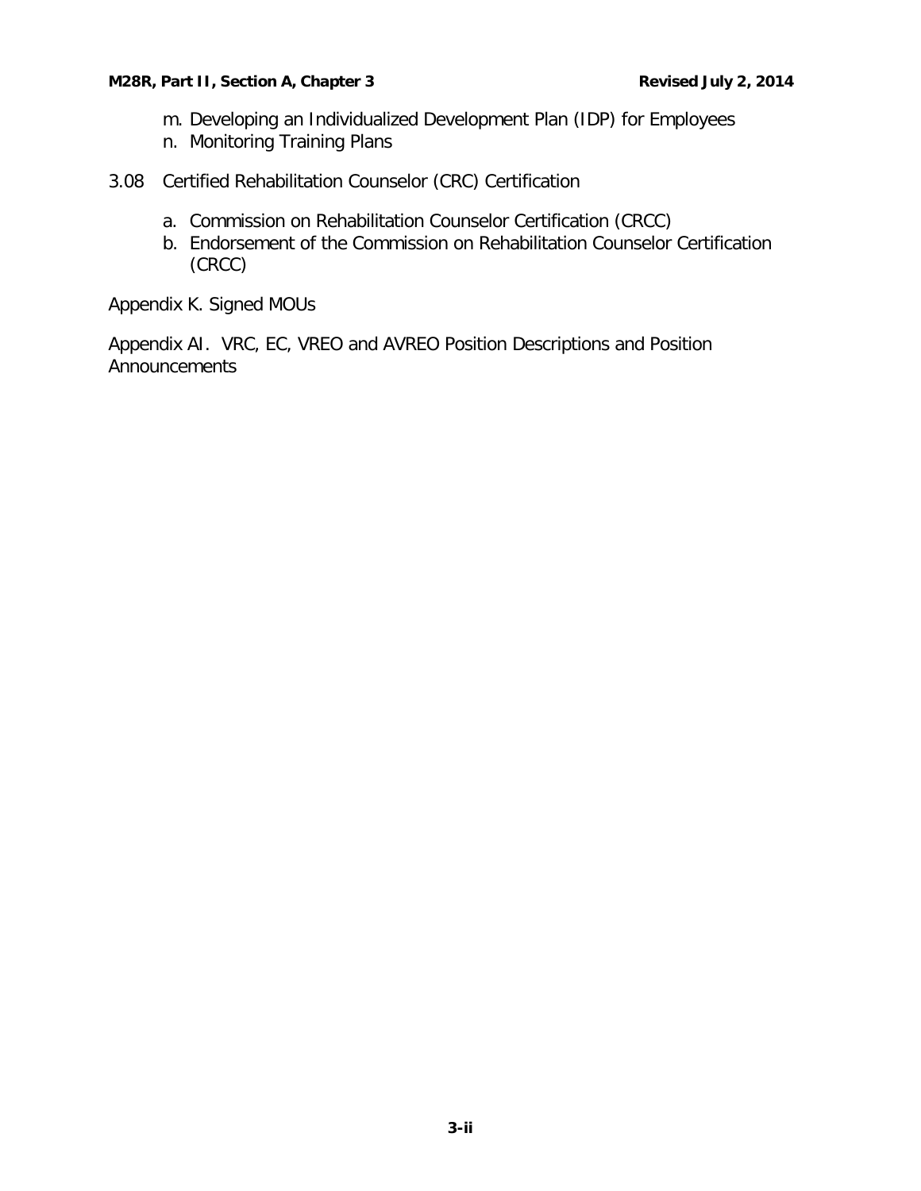m. Developing an Individualized Development Plan (IDP) for Employees
n. Monitoring Training Plans

3.08 Certified Rehabilitation Counselor (CRC) Certification

a. Commission on Rehabilitation Counselor Certification (CRCC)
b. Endorsement of the Commission on Rehabilitation Counselor Certification (CRCC)

Appendix K. Signed MOUs

Appendix AI. VRC, EC, VREO and AVREO Position Descriptions and Position Announcements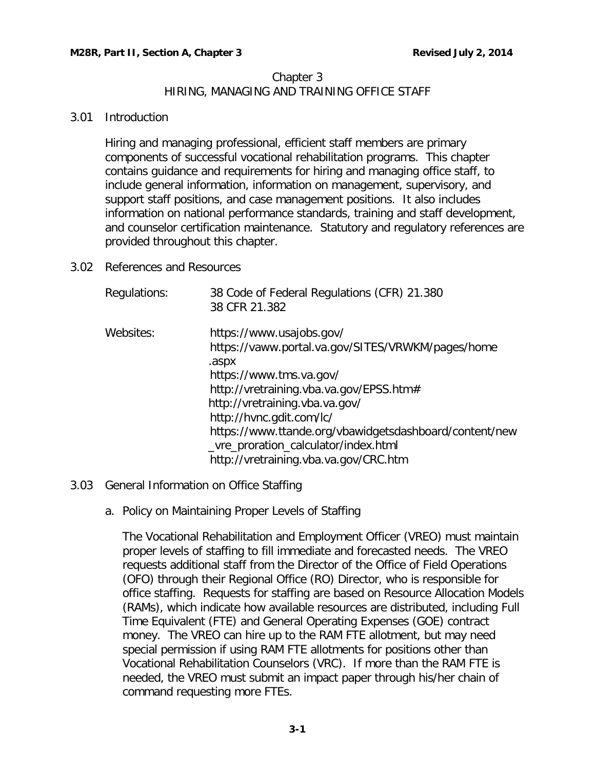# Chapter 3
## HIRING, MANAGING AND TRAINING OFFICE STAFF

### 3.01 Introduction

Hiring and managing professional, efficient staff members are primary components of successful vocational rehabilitation programs. This chapter contains guidance and requirements for hiring and managing office staff, to include general information, information on management, supervisory, and support staff positions, and case management positions. It also includes information on national performance standards, training and staff development, and counselor certification maintenance. Statutory and regulatory references are provided throughout this chapter.

### 3.02 References and Resources

Regulations:
- 38 Code of Federal Regulations (CFR) 21.380
- 38 CFR 21.382

Websites:
- https://www.usajobs.gov/
- https://vaww.portal.va.gov/SITES/VRWKM/pages/home.aspx
- https://www.tms.va.gov/
- http://vretraining.vba.va.gov/EPSS.htm#
- http://vretraining.vba.va.gov/
- http://hvnc.gdit.com/lc/
- https://www.ttande.org/vbawidgetsdashboard/content/new_vre_proration_calculator/index.html
- http://vretraining.vba.va.gov/CRC.htm

### 3.03 General Information on Office Staffing

a. Policy on Maintaining Proper Levels of Staffing

The Vocational Rehabilitation and Employment Officer (VREO) must maintain proper levels of staffing to fill immediate and forecasted needs. The VREO requests additional staff from the Director of the Office of Field Operations (OFO) through their Regional Office (RO) Director, who is responsible for office staffing. Requests for staffing are based on Resource Allocation Models (RAMs), which indicate how available resources are distributed, including Full Time Equivalent (FTE) and General Operating Expenses (GOE) contract money. The VREO can hire up to the RAM FTE allotment, but may need special permission if using RAM FTE allotments for positions other than Vocational Rehabilitation Counselors (VRC). If more than the RAM FTE is needed, the VREO must submit an impact paper through his/her chain of command requesting more FTEs.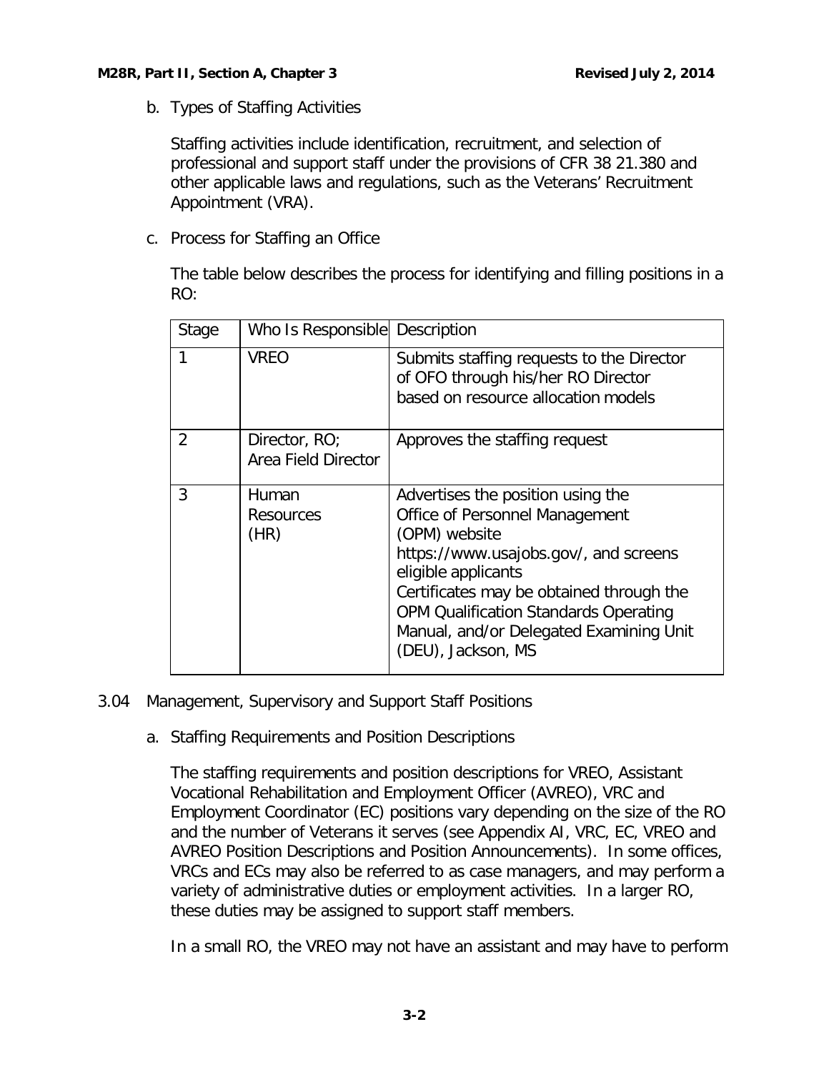b. Types of Staffing Activities

Staffing activities include identification, recruitment, and selection of professional and support staff under the provisions of CFR 38 21.380 and other applicable laws and regulations, such as the Veterans' Recruitment Appointment (VRA).

c. Process for Staffing an Office

The table below describes the process for identifying and filling positions in a RO:

| Stage | Who Is Responsible | Description |
|---|---|---|
| 1 | VREO | Submits staffing requests to the Director of OFO through his/her RO Director based on resource allocation models |
| 2 | Director, RO; Area Field Director | Approves the staffing request |
| 3 | Human Resources (HR) | Advertises the position using the Office of Personnel Management (OPM) website https://www.usajobs.gov/, and screens eligible applicants<br>Certificates may be obtained through the OPM Qualification Standards Operating Manual, and/or Delegated Examining Unit (DEU), Jackson, MS |

3.04 Management, Supervisory and Support Staff Positions

a. Staffing Requirements and Position Descriptions

The staffing requirements and position descriptions for VREO, Assistant Vocational Rehabilitation and Employment Officer (AVREO), VRC and Employment Coordinator (EC) positions vary depending on the size of the RO and the number of Veterans it serves (see Appendix AI, VRC, EC, VREO and AVREO Position Descriptions and Position Announcements). In some offices, VRCs and ECs may also be referred to as case managers, and may perform a variety of administrative duties or employment activities. In a larger RO, these duties may be assigned to support staff members.

In a small RO, the VREO may not have an assistant and may have to perform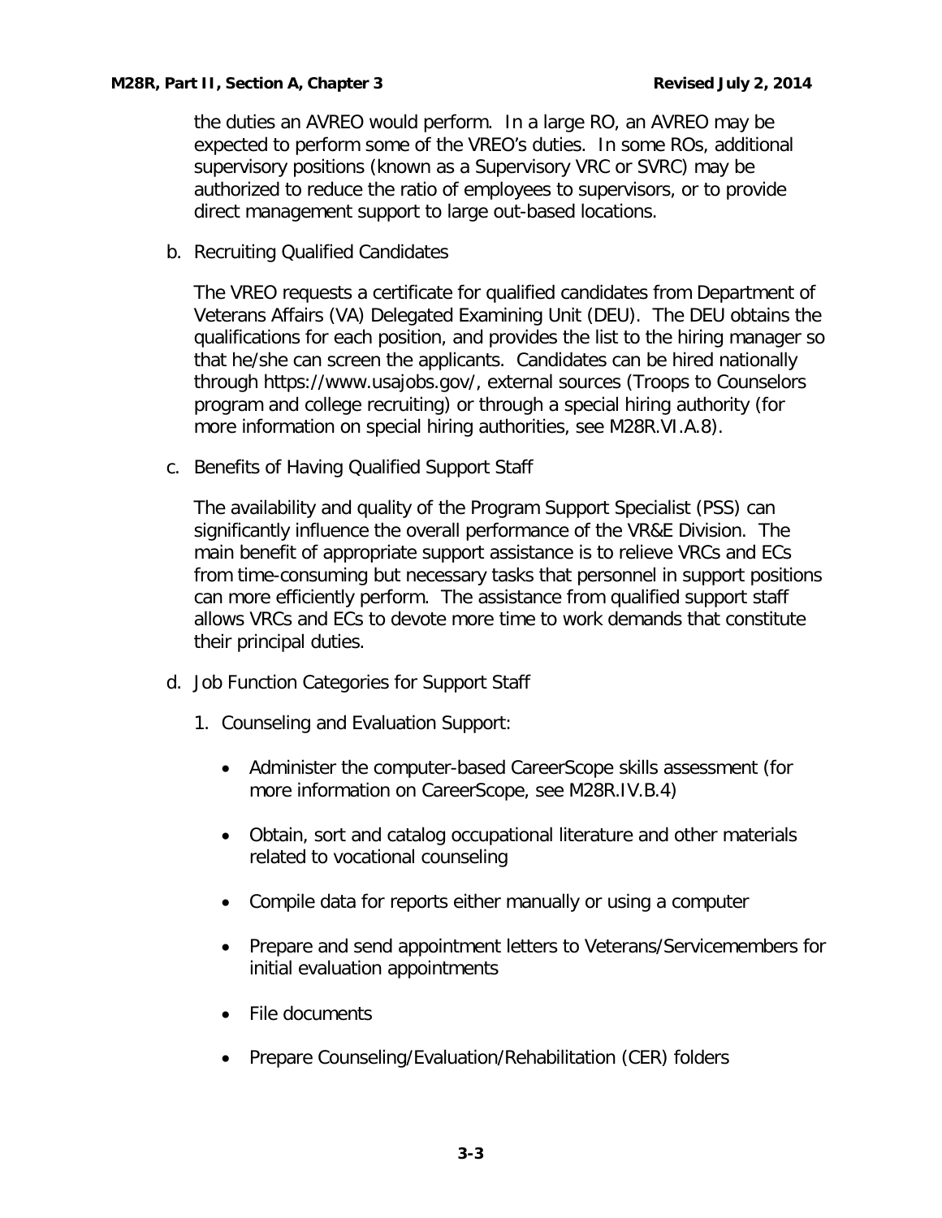the duties an AVREO would perform. In a large RO, an AVREO may be expected to perform some of the VREO's duties. In some ROs, additional supervisory positions (known as a Supervisory VRC or SVRC) may be authorized to reduce the ratio of employees to supervisors, or to provide direct management support to large out-based locations.

b. Recruiting Qualified Candidates

The VREO requests a certificate for qualified candidates from Department of Veterans Affairs (VA) Delegated Examining Unit (DEU). The DEU obtains the qualifications for each position, and provides the list to the hiring manager so that he/she can screen the applicants. Candidates can be hired nationally through https://www.usajobs.gov/, external sources (Troops to Counselors program and college recruiting) or through a special hiring authority (for more information on special hiring authorities, see M28R.VI.A.8).

c. Benefits of Having Qualified Support Staff

The availability and quality of the Program Support Specialist (PSS) can significantly influence the overall performance of the VR&E Division. The main benefit of appropriate support assistance is to relieve VRCs and ECs from time-consuming but necessary tasks that personnel in support positions can more efficiently perform. The assistance from qualified support staff allows VRCs and ECs to devote more time to work demands that constitute their principal duties.

d. Job Function Categories for Support Staff

1. Counseling and Evaluation Support:

- Administer the computer-based CareerScope skills assessment (for more information on CareerScope, see M28R.IV.B.4)
- Obtain, sort and catalog occupational literature and other materials related to vocational counseling
- Compile data for reports either manually or using a computer
- Prepare and send appointment letters to Veterans/Servicemembers for initial evaluation appointments
- File documents
- Prepare Counseling/Evaluation/Rehabilitation (CER) folders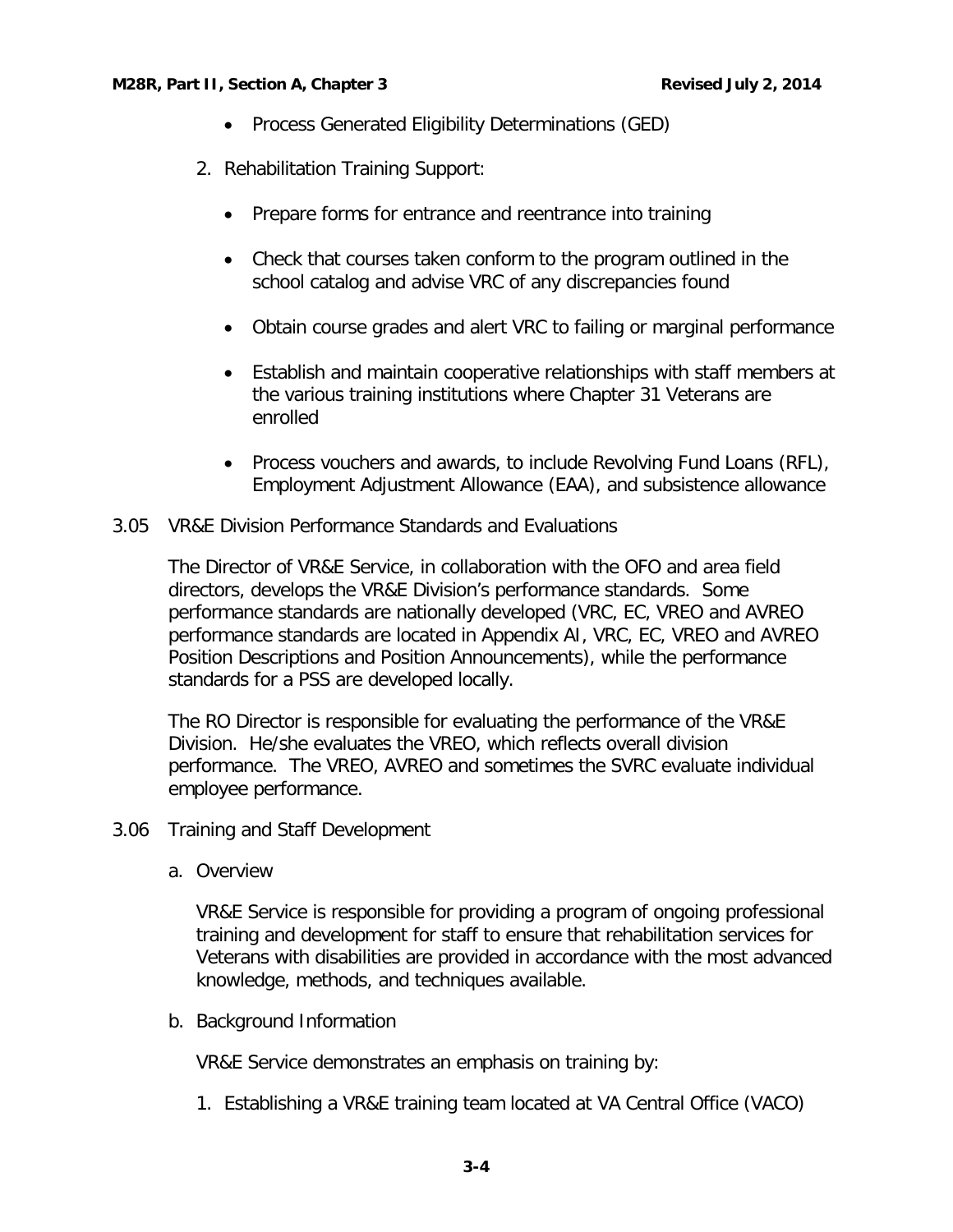- Process Generated Eligibility Determinations (GED)

2. Rehabilitation Training Support:

    - Prepare forms for entrance and reentrance into training
    - Check that courses taken conform to the program outlined in the school catalog and advise VRC of any discrepancies found
    - Obtain course grades and alert VRC to failing or marginal performance
    - Establish and maintain cooperative relationships with staff members at the various training institutions where Chapter 31 Veterans are enrolled
    - Process vouchers and awards, to include Revolving Fund Loans (RFL), Employment Adjustment Allowance (EAA), and subsistence allowance

## 3.05 VR&E Division Performance Standards and Evaluations

The Director of VR&E Service, in collaboration with the OFO and area field directors, develops the VR&E Division's performance standards. Some performance standards are nationally developed (VRC, EC, VREO and AVREO performance standards are located in Appendix AI, VRC, EC, VREO and AVREO Position Descriptions and Position Announcements), while the performance standards for a PSS are developed locally.

The RO Director is responsible for evaluating the performance of the VR&E Division. He/she evaluates the VREO, which reflects overall division performance. The VREO, AVREO and sometimes the SVRC evaluate individual employee performance.

## 3.06 Training and Staff Development

### a. Overview

VR&E Service is responsible for providing a program of ongoing professional training and development for staff to ensure that rehabilitation services for Veterans with disabilities are provided in accordance with the most advanced knowledge, methods, and techniques available.

### b. Background Information

VR&E Service demonstrates an emphasis on training by:

1. Establishing a VR&E training team located at VA Central Office (VACO)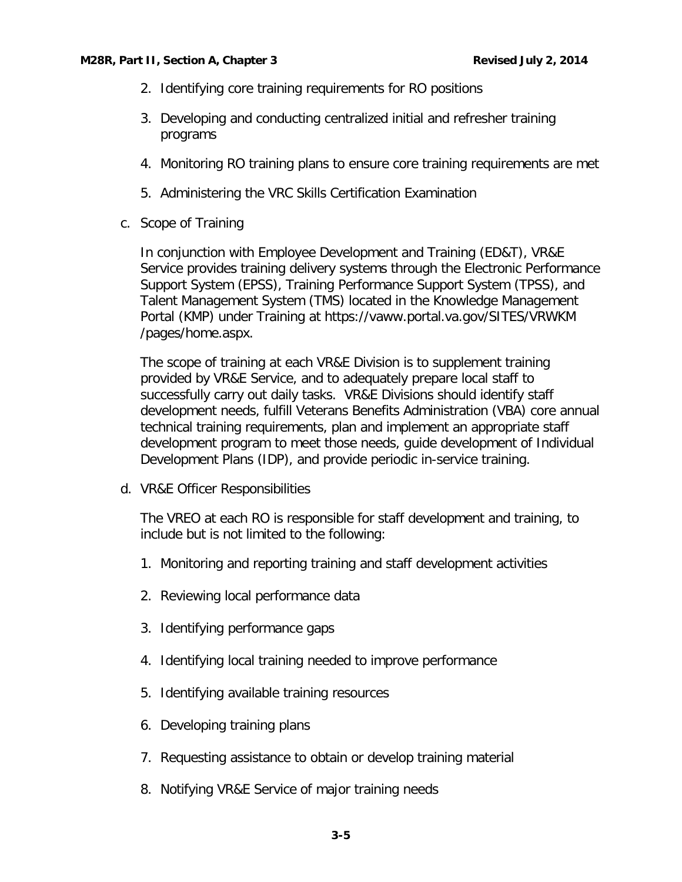2. Identifying core training requirements for RO positions

3. Developing and conducting centralized initial and refresher training programs

4. Monitoring RO training plans to ensure core training requirements are met

5. Administering the VRC Skills Certification Examination

c. Scope of Training

In conjunction with Employee Development and Training (ED&T), VR&E Service provides training delivery systems through the Electronic Performance Support System (EPSS), Training Performance Support System (TPSS), and Talent Management System (TMS) located in the Knowledge Management Portal (KMP) under Training at https://vaww.portal.va.gov/SITES/VRWKM/pages/home.aspx.

The scope of training at each VR&E Division is to supplement training provided by VR&E Service, and to adequately prepare local staff to successfully carry out daily tasks. VR&E Divisions should identify staff development needs, fulfill Veterans Benefits Administration (VBA) core annual technical training requirements, plan and implement an appropriate staff development program to meet those needs, guide development of Individual Development Plans (IDP), and provide periodic in-service training.

d. VR&E Officer Responsibilities

The VREO at each RO is responsible for staff development and training, to include but is not limited to the following:

1. Monitoring and reporting training and staff development activities

2. Reviewing local performance data

3. Identifying performance gaps

4. Identifying local training needed to improve performance

5. Identifying available training resources

6. Developing training plans

7. Requesting assistance to obtain or develop training material

8. Notifying VR&E Service of major training needs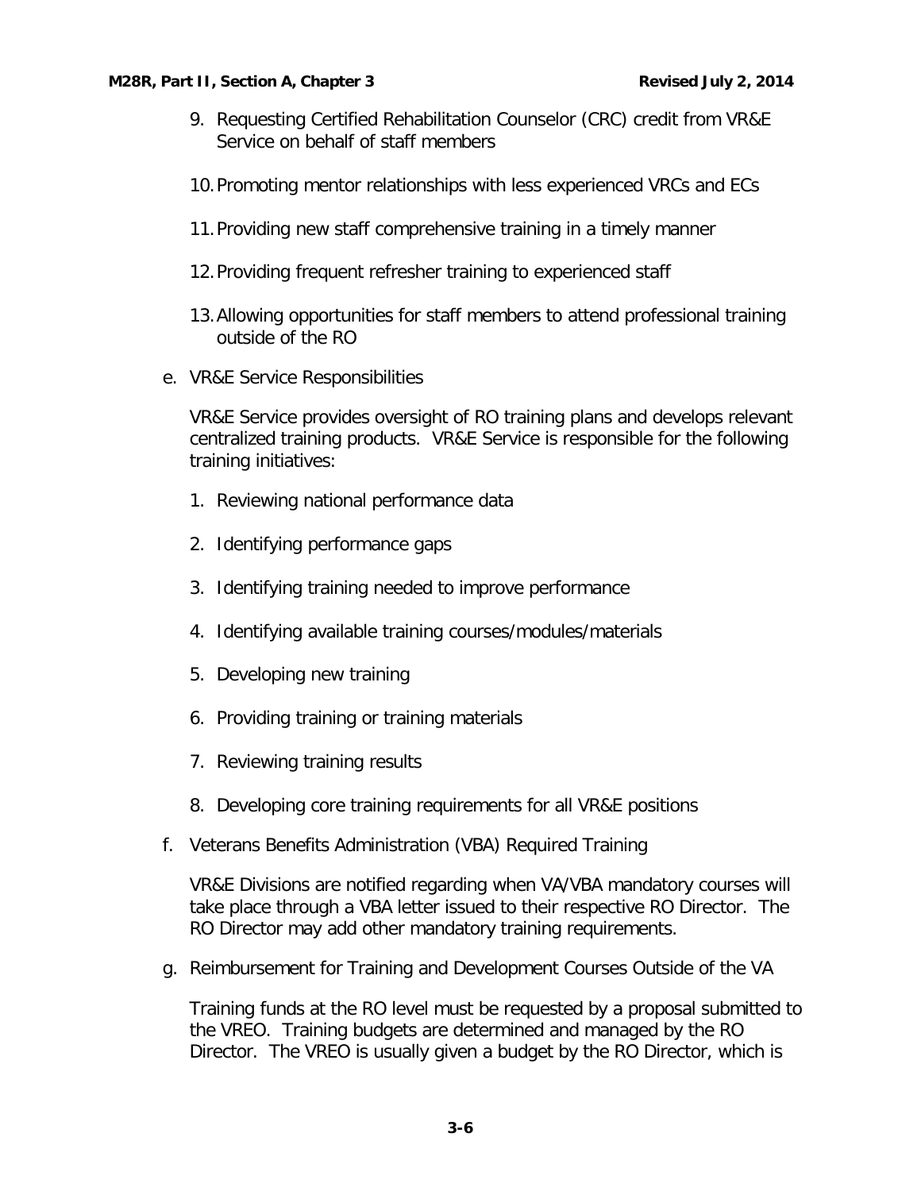9. Requesting Certified Rehabilitation Counselor (CRC) credit from VR&E Service on behalf of staff members

10. Promoting mentor relationships with less experienced VRCs and ECs

11. Providing new staff comprehensive training in a timely manner

12. Providing frequent refresher training to experienced staff

13. Allowing opportunities for staff members to attend professional training outside of the RO

e. VR&E Service Responsibilities

VR&E Service provides oversight of RO training plans and develops relevant centralized training products. VR&E Service is responsible for the following training initiatives:

1. Reviewing national performance data

2. Identifying performance gaps

3. Identifying training needed to improve performance

4. Identifying available training courses/modules/materials

5. Developing new training

6. Providing training or training materials

7. Reviewing training results

8. Developing core training requirements for all VR&E positions

f. Veterans Benefits Administration (VBA) Required Training

VR&E Divisions are notified regarding when VA/VBA mandatory courses will take place through a VBA letter issued to their respective RO Director. The RO Director may add other mandatory training requirements.

g. Reimbursement for Training and Development Courses Outside of the VA

Training funds at the RO level must be requested by a proposal submitted to the VREO. Training budgets are determined and managed by the RO Director. The VREO is usually given a budget by the RO Director, which is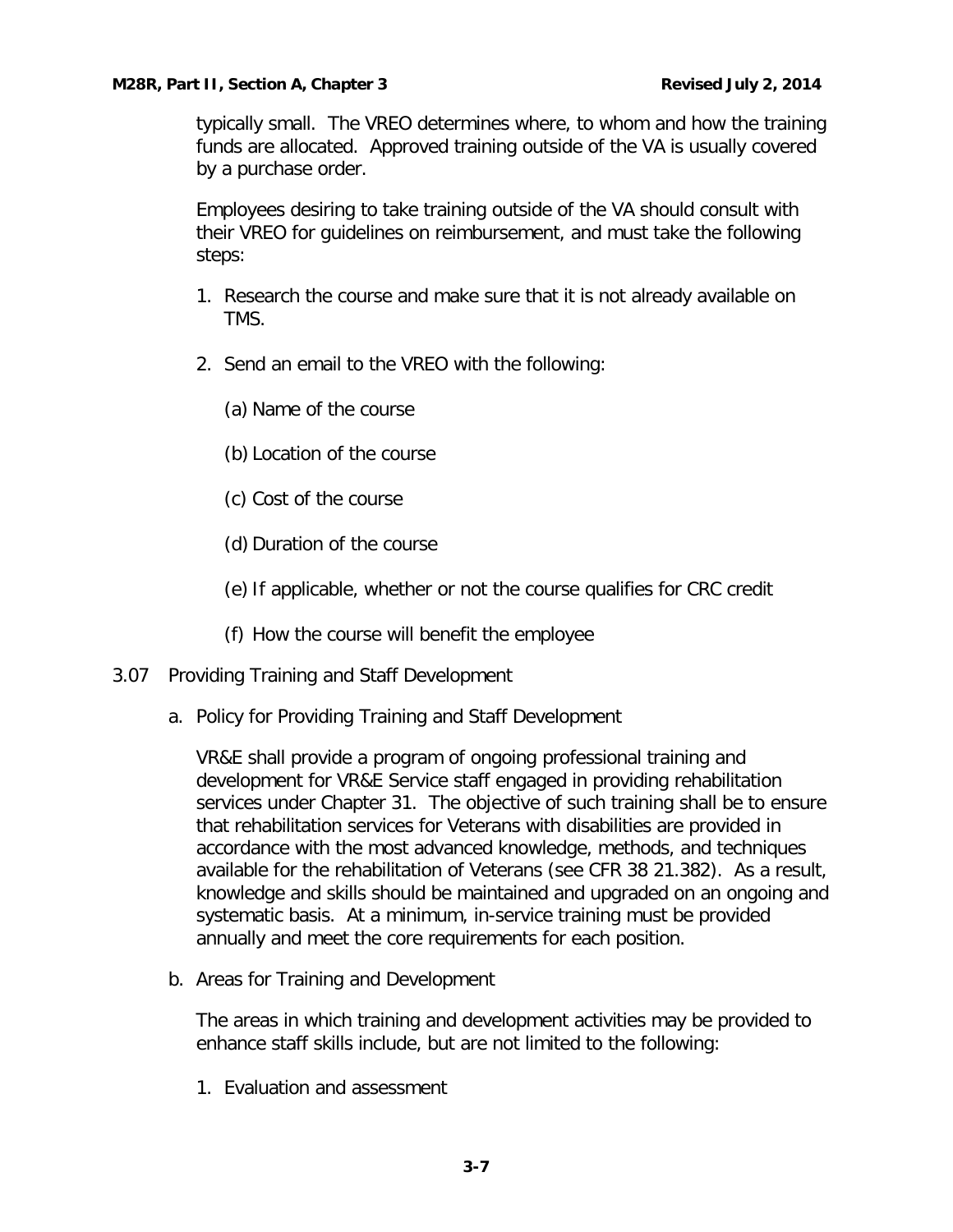typically small. The VREO determines where, to whom and how the training funds are allocated. Approved training outside of the VA is usually covered by a purchase order.

Employees desiring to take training outside of the VA should consult with their VREO for guidelines on reimbursement, and must take the following steps:

1. Research the course and make sure that it is not already available on TMS.

2. Send an email to the VREO with the following:

   (a) Name of the course

   (b) Location of the course

   (c) Cost of the course

   (d) Duration of the course

   (e) If applicable, whether or not the course qualifies for CRC credit

   (f) How the course will benefit the employee

3.07 Providing Training and Staff Development

a. Policy for Providing Training and Staff Development

VR&E shall provide a program of ongoing professional training and development for VR&E Service staff engaged in providing rehabilitation services under Chapter 31. The objective of such training shall be to ensure that rehabilitation services for Veterans with disabilities are provided in accordance with the most advanced knowledge, methods, and techniques available for the rehabilitation of Veterans (see CFR 38 21.382). As a result, knowledge and skills should be maintained and upgraded on an ongoing and systematic basis. At a minimum, in-service training must be provided annually and meet the core requirements for each position.

b. Areas for Training and Development

The areas in which training and development activities may be provided to enhance staff skills include, but are not limited to the following:

1. Evaluation and assessment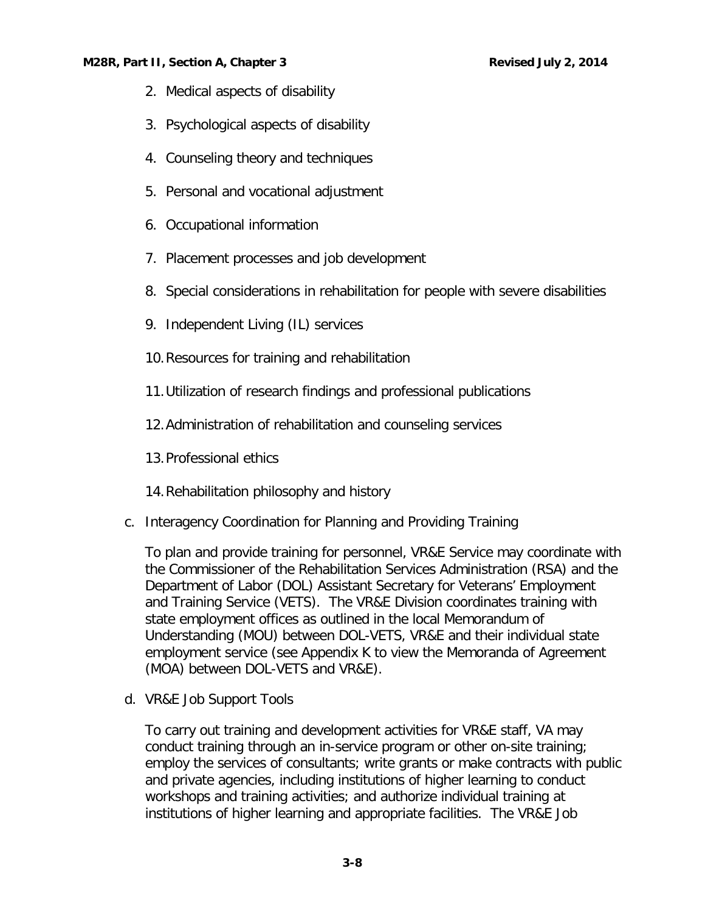2. Medical aspects of disability
3. Psychological aspects of disability
4. Counseling theory and techniques
5. Personal and vocational adjustment
6. Occupational information
7. Placement processes and job development
8. Special considerations in rehabilitation for people with severe disabilities
9. Independent Living (IL) services
10. Resources for training and rehabilitation
11. Utilization of research findings and professional publications
12. Administration of rehabilitation and counseling services
13. Professional ethics
14. Rehabilitation philosophy and history

c. Interagency Coordination for Planning and Providing Training

To plan and provide training for personnel, VR&E Service may coordinate with the Commissioner of the Rehabilitation Services Administration (RSA) and the Department of Labor (DOL) Assistant Secretary for Veterans' Employment and Training Service (VETS). The VR&E Division coordinates training with state employment offices as outlined in the local Memorandum of Understanding (MOU) between DOL-VETS, VR&E and their individual state employment service (see Appendix K to view the Memoranda of Agreement (MOA) between DOL-VETS and VR&E).

d. VR&E Job Support Tools

To carry out training and development activities for VR&E staff, VA may conduct training through an in-service program or other on-site training; employ the services of consultants; write grants or make contracts with public and private agencies, including institutions of higher learning to conduct workshops and training activities; and authorize individual training at institutions of higher learning and appropriate facilities. The VR&E Job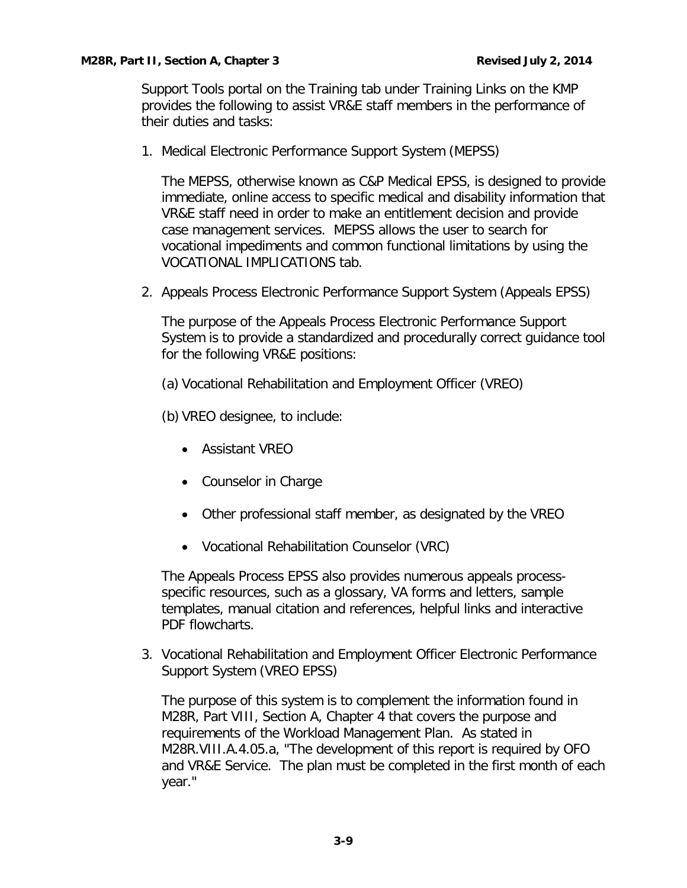Support Tools portal on the Training tab under Training Links on the KMP provides the following to assist VR&E staff members in the performance of their duties and tasks:

1. Medical Electronic Performance Support System (MEPSS)

   The MEPSS, otherwise known as C&P Medical EPSS, is designed to provide immediate, online access to specific medical and disability information that VR&E staff need in order to make an entitlement decision and provide case management services. MEPSS allows the user to search for vocational impediments and common functional limitations by using the VOCATIONAL IMPLICATIONS tab.

2. Appeals Process Electronic Performance Support System (Appeals EPSS)

   The purpose of the Appeals Process Electronic Performance Support System is to provide a standardized and procedurally correct guidance tool for the following VR&E positions:

   (a) Vocational Rehabilitation and Employment Officer (VREO)

   (b) VREO designee, to include:

   - Assistant VREO
   - Counselor in Charge
   - Other professional staff member, as designated by the VREO
   - Vocational Rehabilitation Counselor (VRC)

   The Appeals Process EPSS also provides numerous appeals process-specific resources, such as a glossary, VA forms and letters, sample templates, manual citation and references, helpful links and interactive PDF flowcharts.

3. Vocational Rehabilitation and Employment Officer Electronic Performance Support System (VREO EPSS)

   The purpose of this system is to complement the information found in M28R, Part VIII, Section A, Chapter 4 that covers the purpose and requirements of the Workload Management Plan. As stated in M28R.VIII.A.4.05.a, "The development of this report is required by OFO and VR&E Service. The plan must be completed in the first month of each year."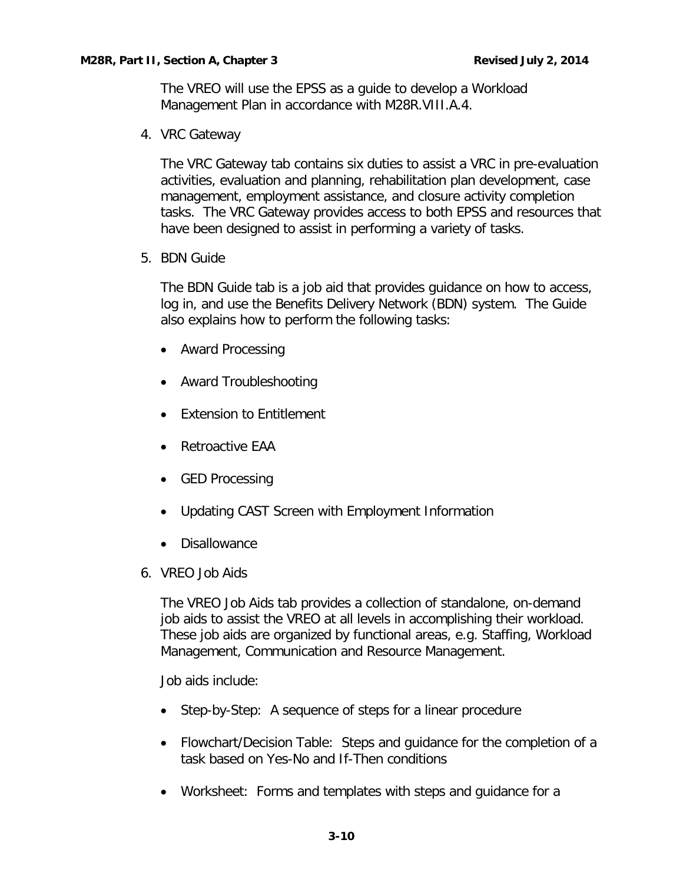The VREO will use the EPSS as a guide to develop a Workload Management Plan in accordance with M28R.VIII.A.4.

4. VRC Gateway

   The VRC Gateway tab contains six duties to assist a VRC in pre-evaluation activities, evaluation and planning, rehabilitation plan development, case management, employment assistance, and closure activity completion tasks. The VRC Gateway provides access to both EPSS and resources that have been designed to assist in performing a variety of tasks.

5. BDN Guide

   The BDN Guide tab is a job aid that provides guidance on how to access, log in, and use the Benefits Delivery Network (BDN) system. The Guide also explains how to perform the following tasks:

   - Award Processing
   - Award Troubleshooting
   - Extension to Entitlement
   - Retroactive EAA
   - GED Processing
   - Updating CAST Screen with Employment Information
   - Disallowance

6. VREO Job Aids

   The VREO Job Aids tab provides a collection of standalone, on-demand job aids to assist the VREO at all levels in accomplishing their workload. These job aids are organized by functional areas, e.g. Staffing, Workload Management, Communication and Resource Management.

   Job aids include:

   - Step-by-Step: A sequence of steps for a linear procedure
   - Flowchart/Decision Table: Steps and guidance for the completion of a task based on Yes-No and If-Then conditions
   - Worksheet: Forms and templates with steps and guidance for a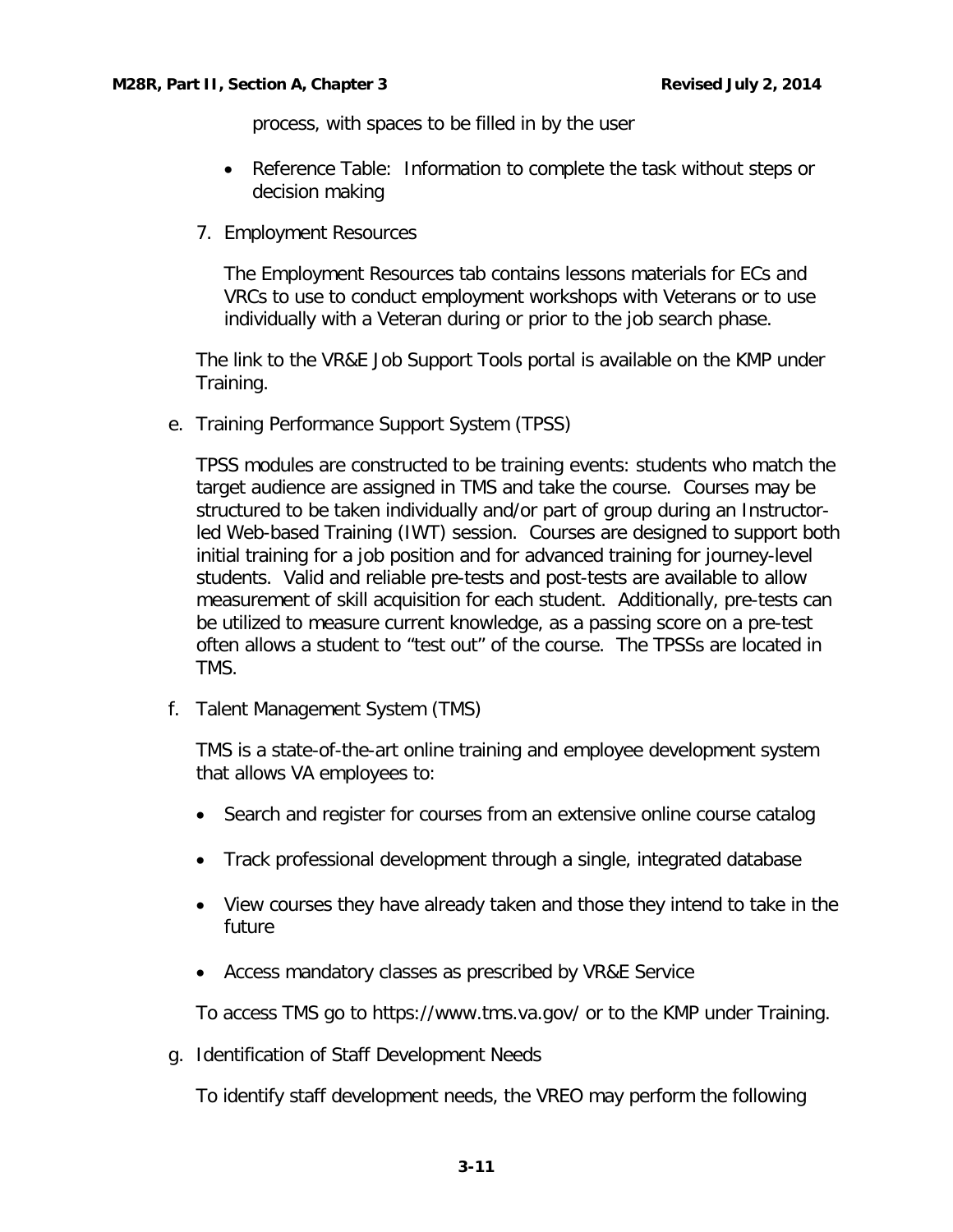process, with spaces to be filled in by the user

- Reference Table: Information to complete the task without steps or decision making

7. Employment Resources

   The Employment Resources tab contains lessons materials for ECs and VRCs to use to conduct employment workshops with Veterans or to use individually with a Veteran during or prior to the job search phase.

The link to the VR&E Job Support Tools portal is available on the KMP under Training.

e. Training Performance Support System (TPSS)

   TPSS modules are constructed to be training events: students who match the target audience are assigned in TMS and take the course. Courses may be structured to be taken individually and/or part of group during an Instructor-led Web-based Training (IWT) session. Courses are designed to support both initial training for a job position and for advanced training for journey-level students. Valid and reliable pre-tests and post-tests are available to allow measurement of skill acquisition for each student. Additionally, pre-tests can be utilized to measure current knowledge, as a passing score on a pre-test often allows a student to "test out" of the course. The TPSSs are located in TMS.

f. Talent Management System (TMS)

   TMS is a state-of-the-art online training and employee development system that allows VA employees to:

   - Search and register for courses from an extensive online course catalog
   - Track professional development through a single, integrated database
   - View courses they have already taken and those they intend to take in the future
   - Access mandatory classes as prescribed by VR&E Service

   To access TMS go to https://www.tms.va.gov/ or to the KMP under Training.

g. Identification of Staff Development Needs

   To identify staff development needs, the VREO may perform the following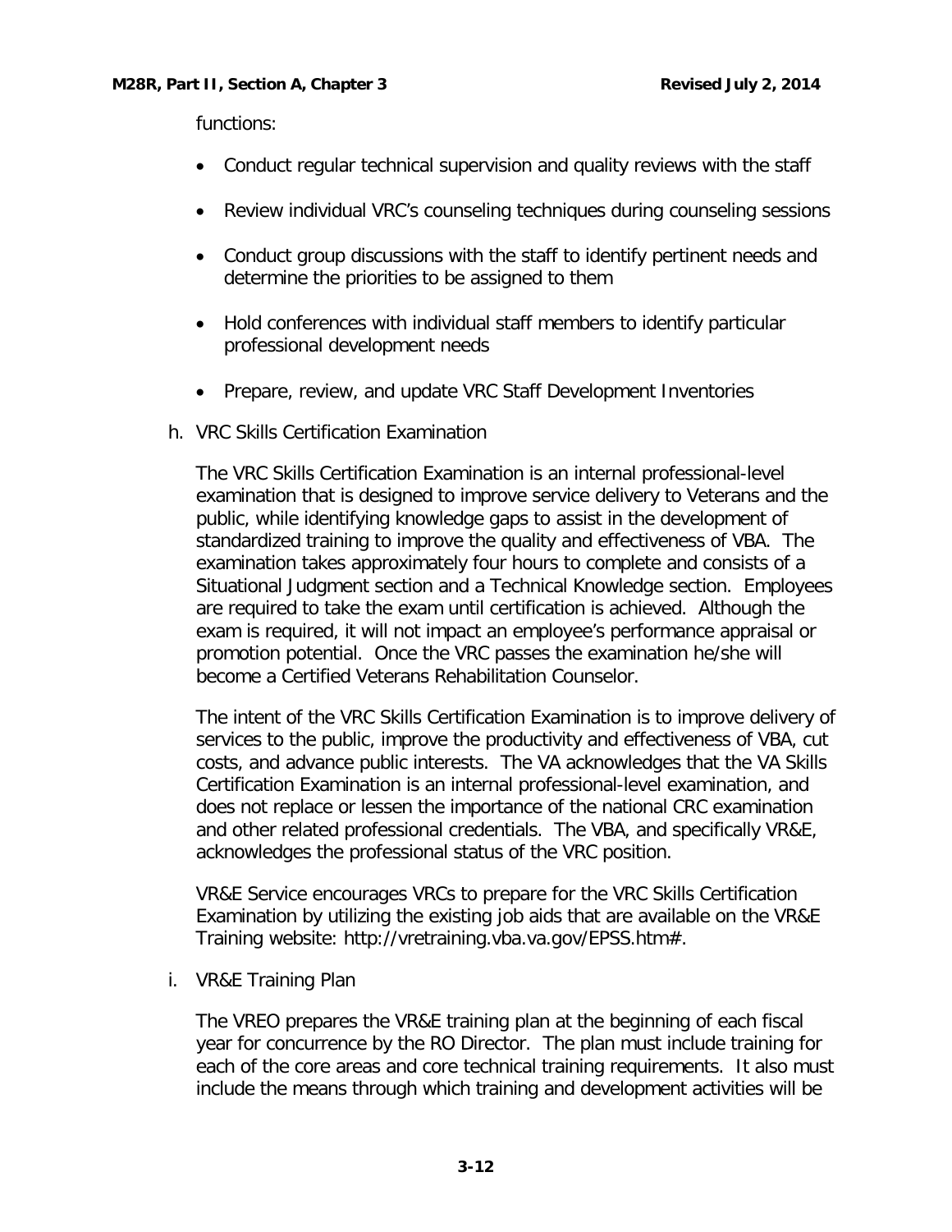functions:

- Conduct regular technical supervision and quality reviews with the staff
- Review individual VRC's counseling techniques during counseling sessions
- Conduct group discussions with the staff to identify pertinent needs and determine the priorities to be assigned to them
- Hold conferences with individual staff members to identify particular professional development needs
- Prepare, review, and update VRC Staff Development Inventories

h. VRC Skills Certification Examination

The VRC Skills Certification Examination is an internal professional-level examination that is designed to improve service delivery to Veterans and the public, while identifying knowledge gaps to assist in the development of standardized training to improve the quality and effectiveness of VBA. The examination takes approximately four hours to complete and consists of a Situational Judgment section and a Technical Knowledge section. Employees are required to take the exam until certification is achieved. Although the exam is required, it will not impact an employee's performance appraisal or promotion potential. Once the VRC passes the examination he/she will become a Certified Veterans Rehabilitation Counselor.

The intent of the VRC Skills Certification Examination is to improve delivery of services to the public, improve the productivity and effectiveness of VBA, cut costs, and advance public interests. The VA acknowledges that the VA Skills Certification Examination is an internal professional-level examination, and does not replace or lessen the importance of the national CRC examination and other related professional credentials. The VBA, and specifically VR&E, acknowledges the professional status of the VRC position.

VR&E Service encourages VRCs to prepare for the VRC Skills Certification Examination by utilizing the existing job aids that are available on the VR&E Training website: http://vretraining.vba.va.gov/EPSS.htm#.

i. VR&E Training Plan

The VREO prepares the VR&E training plan at the beginning of each fiscal year for concurrence by the RO Director. The plan must include training for each of the core areas and core technical training requirements. It also must include the means through which training and development activities will be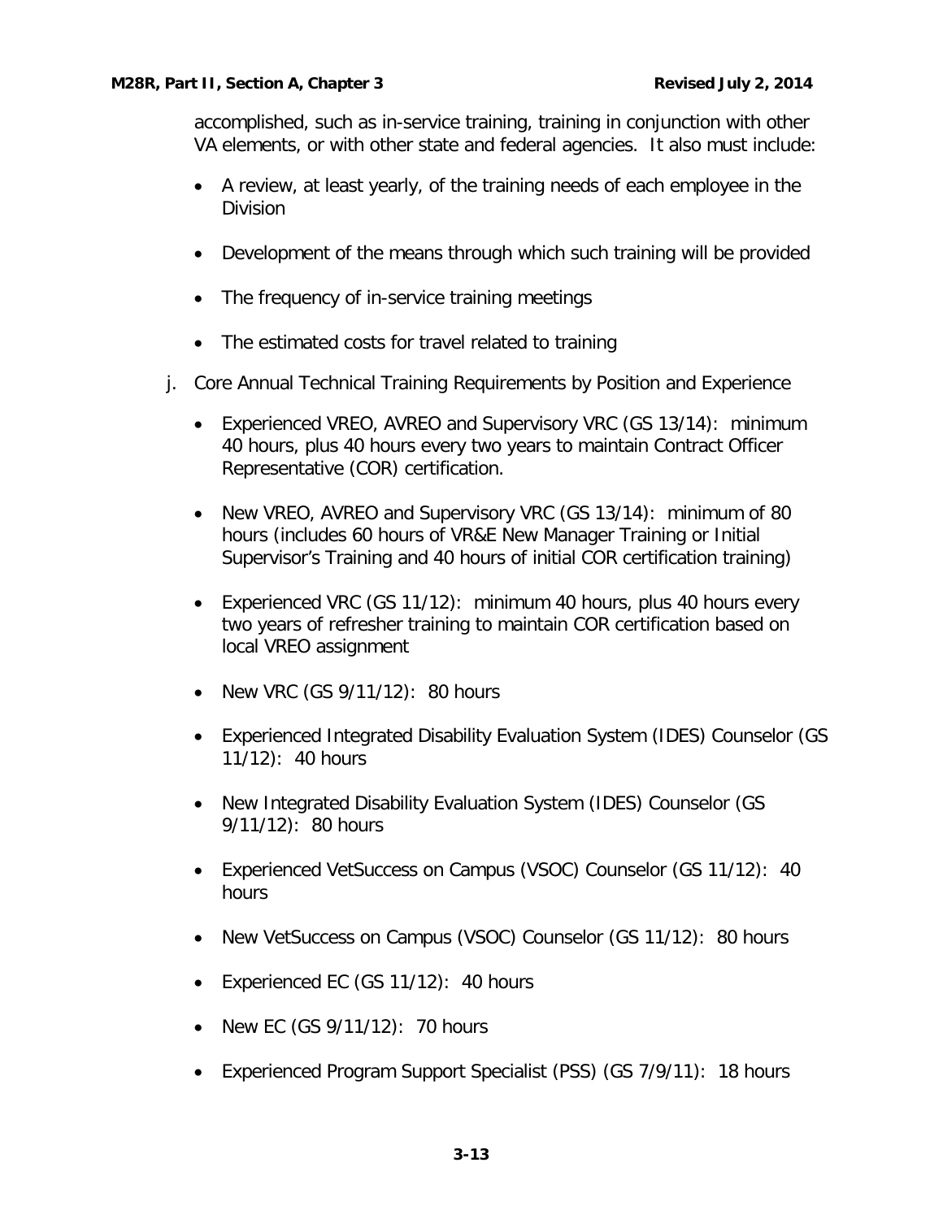accomplished, such as in-service training, training in conjunction with other VA elements, or with other state and federal agencies. It also must include:

- A review, at least yearly, of the training needs of each employee in the Division
- Development of the means through which such training will be provided
- The frequency of in-service training meetings
- The estimated costs for travel related to training

j. Core Annual Technical Training Requirements by Position and Experience

- Experienced VREO, AVREO and Supervisory VRC (GS 13/14): minimum 40 hours, plus 40 hours every two years to maintain Contract Officer Representative (COR) certification.
- New VREO, AVREO and Supervisory VRC (GS 13/14): minimum of 80 hours (includes 60 hours of VR&E New Manager Training or Initial Supervisor's Training and 40 hours of initial COR certification training)
- Experienced VRC (GS 11/12): minimum 40 hours, plus 40 hours every two years of refresher training to maintain COR certification based on local VREO assignment
- New VRC (GS 9/11/12): 80 hours
- Experienced Integrated Disability Evaluation System (IDES) Counselor (GS 11/12): 40 hours
- New Integrated Disability Evaluation System (IDES) Counselor (GS 9/11/12): 80 hours
- Experienced VetSuccess on Campus (VSOC) Counselor (GS 11/12): 40 hours
- New VetSuccess on Campus (VSOC) Counselor (GS 11/12): 80 hours
- Experienced EC (GS 11/12): 40 hours
- New EC (GS 9/11/12): 70 hours
- Experienced Program Support Specialist (PSS) (GS 7/9/11): 18 hours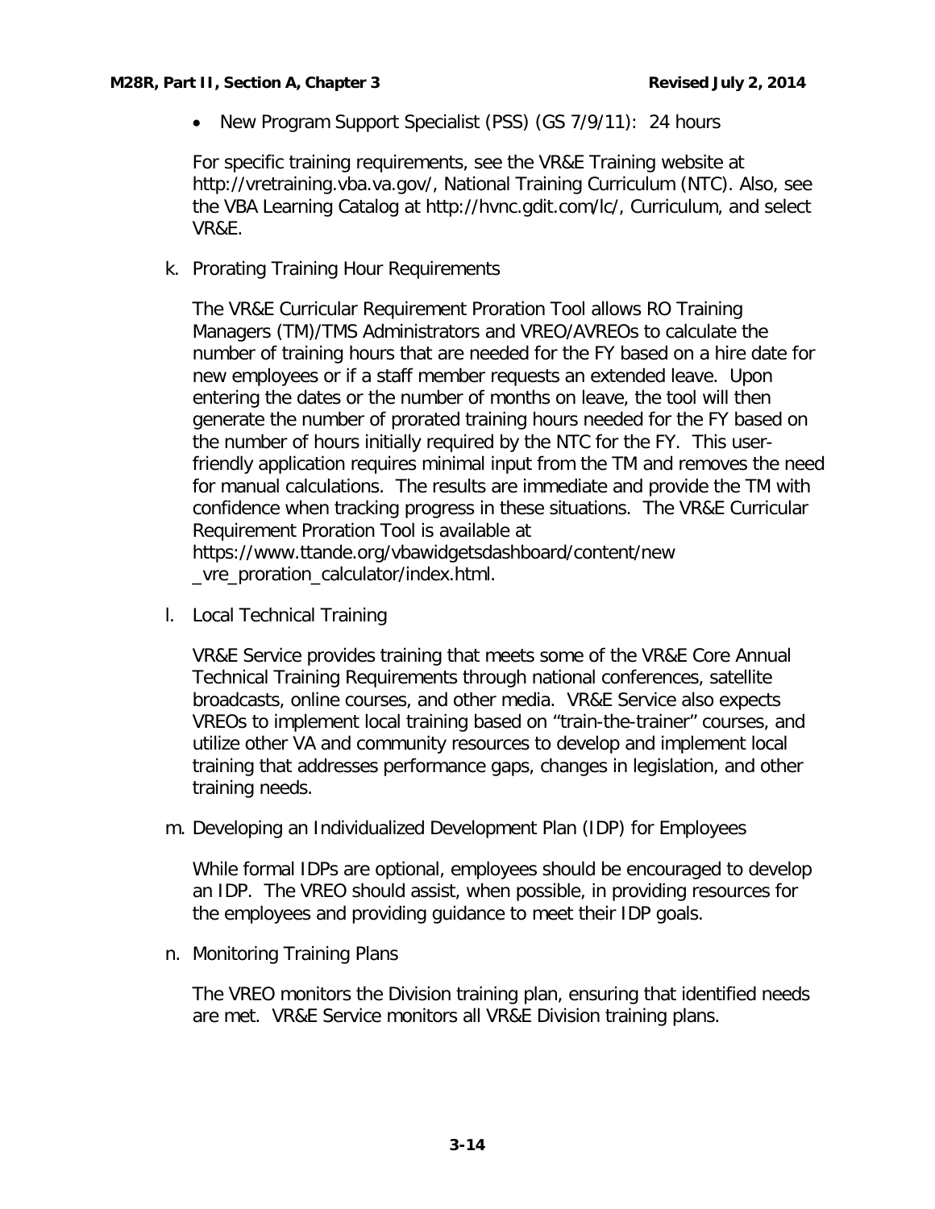- New Program Support Specialist (PSS) (GS 7/9/11): 24 hours

For specific training requirements, see the VR&E Training website at http://vretraining.vba.va.gov/, National Training Curriculum (NTC). Also, see the VBA Learning Catalog at http://hvnc.gdit.com/lc/, Curriculum, and select VR&E.

k. Prorating Training Hour Requirements

The VR&E Curricular Requirement Proration Tool allows RO Training Managers (TM)/TMS Administrators and VREO/AVREOs to calculate the number of training hours that are needed for the FY based on a hire date for new employees or if a staff member requests an extended leave. Upon entering the dates or the number of months on leave, the tool will then generate the number of prorated training hours needed for the FY based on the number of hours initially required by the NTC for the FY. This user-friendly application requires minimal input from the TM and removes the need for manual calculations. The results are immediate and provide the TM with confidence when tracking progress in these situations. The VR&E Curricular Requirement Proration Tool is available at https://www.ttande.org/vbawidgetsdashboard/content/new_vre_proration_calculator/index.html.

l. Local Technical Training

VR&E Service provides training that meets some of the VR&E Core Annual Technical Training Requirements through national conferences, satellite broadcasts, online courses, and other media. VR&E Service also expects VREOs to implement local training based on "train-the-trainer" courses, and utilize other VA and community resources to develop and implement local training that addresses performance gaps, changes in legislation, and other training needs.

m. Developing an Individualized Development Plan (IDP) for Employees

While formal IDPs are optional, employees should be encouraged to develop an IDP. The VREO should assist, when possible, in providing resources for the employees and providing guidance to meet their IDP goals.

n. Monitoring Training Plans

The VREO monitors the Division training plan, ensuring that identified needs are met. VR&E Service monitors all VR&E Division training plans.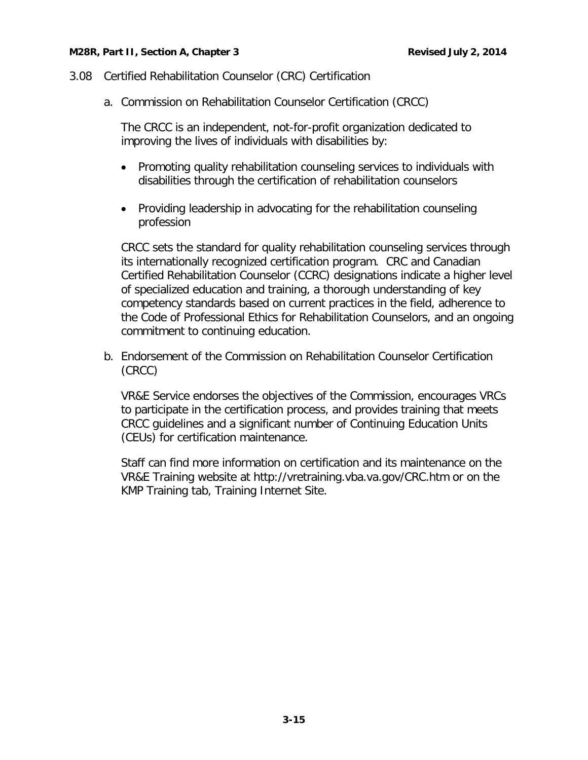## 3.08 Certified Rehabilitation Counselor (CRC) Certification

### a. Commission on Rehabilitation Counselor Certification (CRCC)

The CRCC is an independent, not-for-profit organization dedicated to improving the lives of individuals with disabilities by:

- Promoting quality rehabilitation counseling services to individuals with disabilities through the certification of rehabilitation counselors
- Providing leadership in advocating for the rehabilitation counseling profession

CRCC sets the standard for quality rehabilitation counseling services through its internationally recognized certification program. CRC and Canadian Certified Rehabilitation Counselor (CCRC) designations indicate a higher level of specialized education and training, a thorough understanding of key competency standards based on current practices in the field, adherence to the Code of Professional Ethics for Rehabilitation Counselors, and an ongoing commitment to continuing education.

### b. Endorsement of the Commission on Rehabilitation Counselor Certification (CRCC)

VR&E Service endorses the objectives of the Commission, encourages VRCs to participate in the certification process, and provides training that meets CRCC guidelines and a significant number of Continuing Education Units (CEUs) for certification maintenance.

Staff can find more information on certification and its maintenance on the VR&E Training website at http://vretraining.vba.va.gov/CRC.htm or on the KMP Training tab, Training Internet Site.